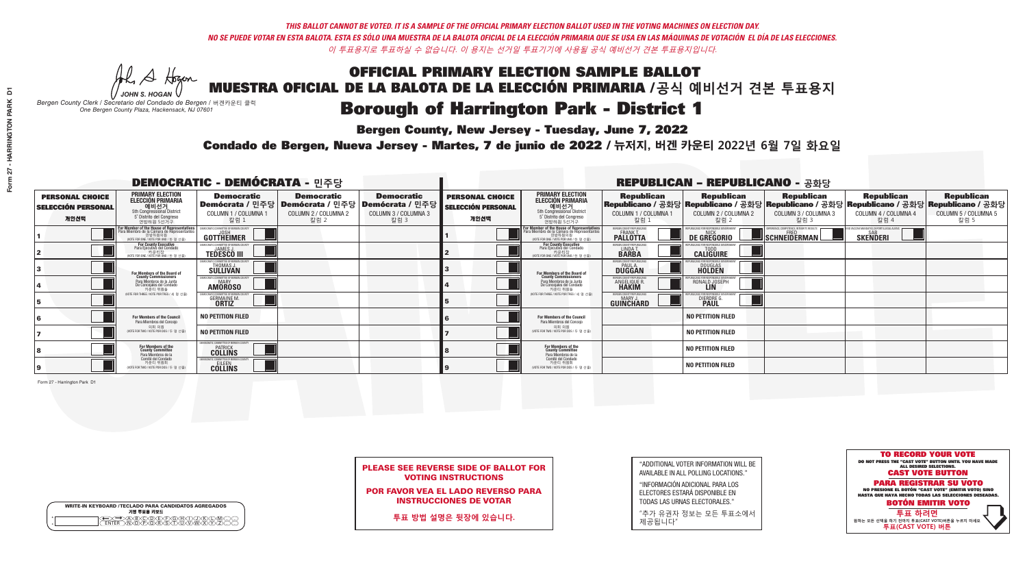*THIS BALLOT CANNOT BE VOTED. IT IS A SAMPLE OF THE OFFICIAL PRIMARY ELECTION BALLOT USED IN THE VOTING MACHINES ON ELECTION DAY.*
*NO SE PUEDE VOTAR EN ESTA BALOTA. ESTA ES SÓLO UNA MUESTRA DE LA BALOTA OFICIAL DE LA ELECCIÓN PRIMARIA QUE SE USA EN LAS MÁQUINAS DE VOTACIÓN EL DÍA DE LAS ELECCIONES.*
*이 투표용지로 투표하실 수 없습니다. 이 용지는 선거일 투표기기에 사용될 공식 예비선거 견본 투표용지입니다.*

JOHN S. HOGAN
*Bergen County Clerk / Secretario del Condado de Bergen / 버겐카운티 클럭*
*One Bergen County Plaza, Hackensack, NJ 07601*

# OFFICIAL PRIMARY ELECTION SAMPLE BALLOT
# MUESTRA OFICIAL DE LA BALOTA DE LA ELECCIÓN PRIMARIA /공식 예비선거 견본 투표용지
## Borough of Harrington Park - District 1

**Bergen County, New Jersey - Tuesday, June 7, 2022**

**Condado de Bergen, Nueva Jersey - Martes, 7 de junio de 2022 / 뉴저지, 버겐 카운티 2022년 6월 7일 화요일**

## DEMOCRATIC - DEMÓCRATA - 민주당

| PERSONAL CHOICE / SELECCIÓN PERSONAL / 개인선택 | PRIMARY ELECTION / ELECCIÓN PRIMARIA / 예비선거 | Democratic / Demócrata / 민주당 COLUMN 1 / COLUMNA 1 / 칼럼 1 | Democratic / Demócrata / 민주당 COLUMN 2 / COLUMNA 2 / 칼럼 2 | Democratic / Demócrata / 민주당 COLUMN 3 / COLUMNA 3 / 칼럼 3 |
|---|---|---|---|---|
| 1 | For Member of the House of Representatives / Para Miembro de la Cámara de Representantes / 연방하원의원 (VOTE FOR ONE / VOTE POR UNO / 한 명 선출) 5th Congressional District | JOSH GOTTHEIMER | | |
| 2 | For County Executive / Para Ejecutivo del Condado / 카운티장 (VOTE FOR ONE / VOTE POR UNO / 한 명 선출) | JAMES J. TEDESCO III | | |
| 3 | For Members of the Board of County Commissioners / Para Miembros de la Junta De Concejales del Condado / 카운티 위원들 (VOTE FOR THREE / VOTE POR TRES / 세 명 선출) | THOMAS J. SULLIVAN | | |
| 4 | | MARY AMOROSO | | |
| 5 | | GERMAINE M. ORTIZ | | |
| 6 | For Members of the Council / Para Miembros del Concejo / 의회 의원 (VOTE FOR TWO / VOTE POR DOS / 두 명 선출) | NO PETITION FILED | | |
| 7 | | NO PETITION FILED | | |
| 8 | For Members of the County Committee / Para Miembros de la Comité del Condado / 카운티 위원회 (VOTE FOR TWO / VOTE POR DOS / 두 명 선출) | PATRICK COLLINS | | |
| 9 | | EILEEN COLLINS | | |

## REPUBLICAN - REPUBLICANO - 공화당

| PERSONAL CHOICE / SELECCIÓN PERSONAL / 개인선택 | PRIMARY ELECTION / ELECCIÓN PRIMARIA / 예비선거 | Republican / Republicano / 공화당 COLUMN 1 / COLUMNA 1 / 칼럼 1 | Republican / Republicano / 공화당 COLUMN 2 / COLUMNA 2 / 칼럼 2 | Republican / Republicano / 공화당 COLUMN 3 / COLUMNA 3 / 칼럼 3 | Republican / Republicano / 공화당 COLUMN 4 / COLUMNA 4 / 칼럼 4 | Republican / Republicano / 공화당 COLUMN 5 / COLUMNA 5 / 칼럼 5 |
|---|---|---|---|---|---|---|
| 1 | For Member of the House of Representatives / Para Miembro de la Cámara de Representantes / 연방하원의원 (VOTE FOR ONE / VOTE POR UNO / 한 명 선출) 5th Congressional District | FRANK T. PALLOTTA | NICK DE GREGORIO | FRED SCHNEIDERMAN | SAB SKENDERI | |
| 2 | For County Executive / Para Ejecutivo del Condado / 카운티장 (VOTE FOR ONE / VOTE POR UNO / 한 명 선출) | LINDA T. BARBA | TODD CALIGUIRE | | | |
| 3 | For Members of the Board of County Commissioners / Para Miembros de la Junta De Concejales del Condado / 카운티 위원들 (VOTE FOR THREE / VOTE POR TRES / 세 명 선출) | PAUL A. DUGGAN | DOUGLAS HOLDEN | | | |
| 4 | | ANGELIQUE R. HAKIM | RONALD JOSEPH LIN | | | |
| 5 | | MARY J. GUINCHARD | DIERDRE G. PAUL | | | |
| 6 | For Members of the Council / Para Miembros del Concejo / 의회 의원 (VOTE FOR TWO / VOTE POR DOS / 두 명 선출) | | NO PETITION FILED | | | |
| 7 | | | NO PETITION FILED | | | |
| 8 | For Members of the County Committee / Para Miembros de la Comité del Condado / 카운티 위원회 (VOTE FOR TWO / VOTE POR DOS / 두 명 선출) | | NO PETITION FILED | | | |
| 9 | | | NO PETITION FILED | | | |

**PLEASE SEE REVERSE SIDE OF BALLOT FOR VOTING INSTRUCTIONS**

**POR FAVOR VEA EL LADO REVERSO PARA INSTRUCCIONES DE VOTAR**

**투표 방법 설명은 뒷장에 있습니다.**

"ADDITIONAL VOTER INFORMATION WILL BE AVAILABLE IN ALL POLLING LOCATIONS."

"INFORMACIÓN ADICIONAL PARA LOS ELECTORES ESTARÁ DISPONIBLE EN TODAS LAS URNAS ELECTORALES."

"추가 유권자 정보는 모든 투표소에서 제공됩니다"

**TO RECORD YOUR VOTE**
DO NOT PRESS THE "CAST VOTE" BUTTON UNTIL YOU HAVE MADE ALL DESIRED SELECTIONS.
**CAST VOTE BUTTON**

**PARA REGISTRAR SU VOTO**
NO PRESIONE EL BOTÓN "CAST VOTE" (EMITIR VOTO) SINO HASTA QUE HAYA HECHO TODAS LAS SELECCIONES DESEADAS.
**BOTÓN EMITIR VOTO**

**투표 하려면**
원하는 모든 선택을 하기 전까지 투표(CAST VOTE)버튼을 누르지 마세요
**투표(CAST VOTE) 버튼**

WRITE-IN KEYBOARD /TECLADO PARA CANDIDATOS AGREGADOS / 기명 투표용 키보드

Form 27 - Harrington Park D1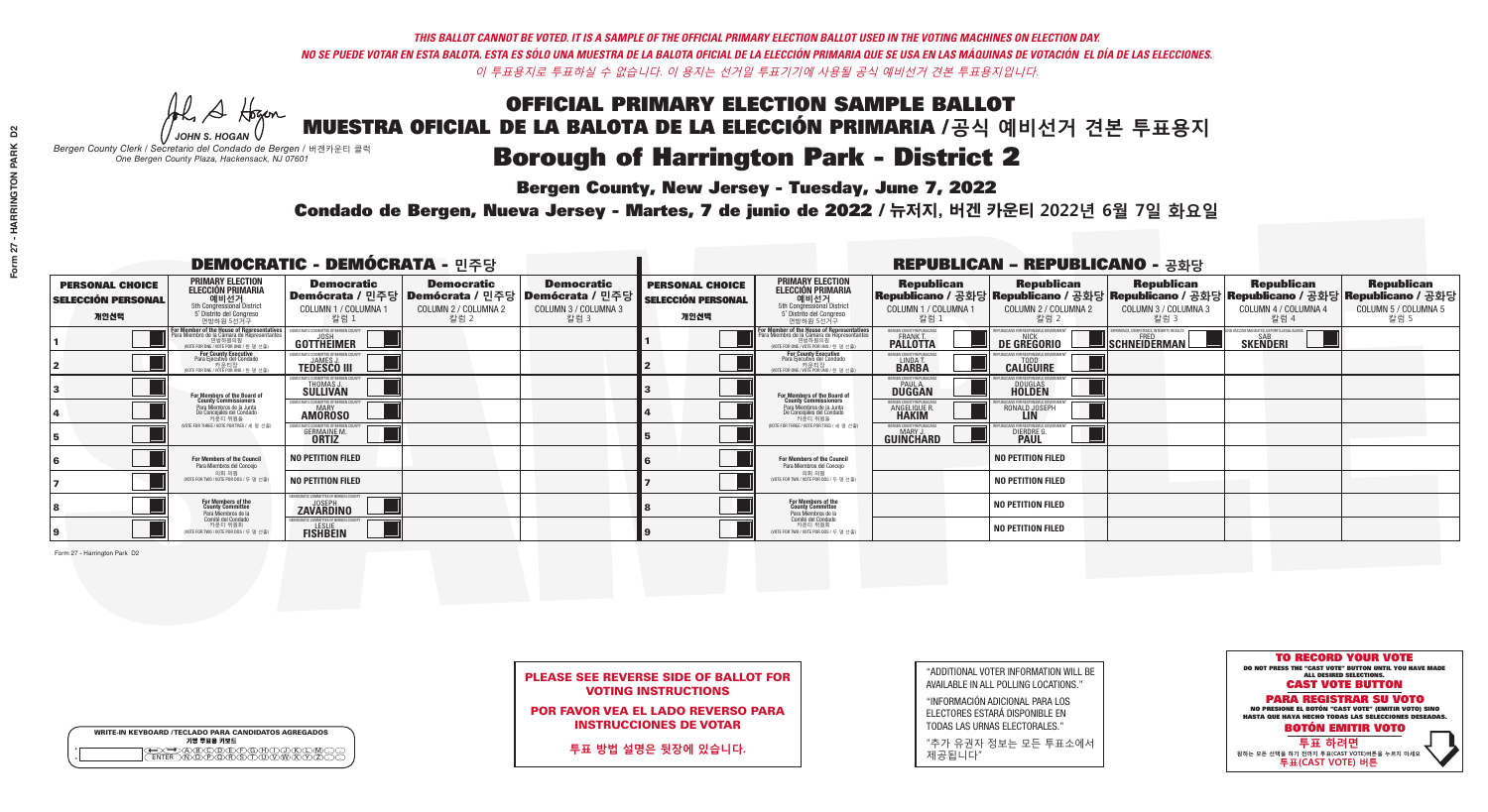*THIS BALLOT CANNOT BE VOTED. IT IS A SAMPLE OF THE OFFICIAL PRIMARY ELECTION BALLOT USED IN THE VOTING MACHINES ON ELECTION DAY.*
*NO SE PUEDE VOTAR EN ESTA BALOTA. ESTA ES SÓLO UNA MUESTRA DE LA BALOTA OFICIAL DE LA ELECCIÓN PRIMARIA QUE SE USA EN LAS MÁQUINAS DE VOTACIÓN EL DÍA DE LAS ELECCIONES.*
*이 투표용지로 투표하실 수 없습니다. 이 용지는 선거일 투표기기에 사용될 공식 예비선거 견본 투표용지입니다.*

JOHN S. HOGAN
*Bergen County Clerk / Secretario del Condado de Bergen / 버겐카운티 클럭*
*One Bergen County Plaza, Hackensack, NJ 07601*

# OFFICIAL PRIMARY ELECTION SAMPLE BALLOT
# MUESTRA OFICIAL DE LA BALOTA DE LA ELECCIÓN PRIMARIA /공식 예비선거 견본 투표용지

## Borough of Harrington Park - District 2

**Bergen County, New Jersey - Tuesday, June 7, 2022**

**Condado de Bergen, Nueva Jersey - Martes, 7 de junio de 2022 / 뉴저지, 버겐 카운티 2022년 6월 7일 화요일**

### DEMOCRATIC - DEMÓCRATA - 민주당

| PERSONAL CHOICE / SELECCIÓN PERSONAL / 개인선택 | PRIMARY ELECTION / ELECCIÓN PRIMARIA / 예비선거 (5th Congressional District / 5° Distrito del Congreso / 연방하원 5선거구) | Democratic / Demócrata / 민주당 COLUMN 1 / COLUMNA 1 / 칼럼 1 | Democratic / Demócrata / 민주당 COLUMN 2 / COLUMNA 2 / 칼럼 2 | Democratic / Demócrata / 민주당 COLUMN 3 / COLUMNA 3 / 칼럼 3 |
|---|---|---|---|---|
| 1 | For Member of the House of Representatives / Para Miembro de la Cámara de Representantes / 연방하원의원 (VOTE FOR ONE / VOTE POR UNO / 한 명 선출) | JOSH GOTTHEIMER | | |
| 2 | For County Executive / Para Ejecutivo del Condado / 카운티장 (VOTE FOR ONE / VOTE POR UNO / 한 명 선출) | JAMES J. TEDESCO III | | |
| 3 | For Members of the Board of County Commissioners / Para Miembros de la Junta De Concejales del Condado / 카운티 위원들 (VOTE FOR THREE / VOTE POR TRES / 세 명 선출) | THOMAS J. SULLIVAN | | |
| 4 | | MARY AMOROSO | | |
| 5 | | GERMAINE M. ORTIZ | | |
| 6 | For Members of the Council / Para Miembros del Concejo / 의회 의원 (VOTE FOR TWO / VOTE POR DOS / 두 명 선출) | NO PETITION FILED | | |
| 7 | | NO PETITION FILED | | |
| 8 | For Members of the County Committee / Para Miembros de la Comité del Condado / 카운티 위원회 (VOTE FOR TWO / VOTE POR DOS / 두 명 선출) | JOSEPH ZAVARDINO | | |
| 9 | | LESLIE FISHBEIN | | |

### REPUBLICAN - REPUBLICANO - 공화당

| PERSONAL CHOICE / SELECCIÓN PERSONAL / 개인선택 | PRIMARY ELECTION / ELECCIÓN PRIMARIA / 예비선거 (5th Congressional District / 5° Distrito del Congreso / 연방하원 5선거구) | Republican / Republicano / 공화당 COLUMN 1 / COLUMNA 1 / 칼럼 1 | Republican / Republicano / 공화당 COLUMN 2 / COLUMNA 2 / 칼럼 2 | Republican / Republicano / 공화당 COLUMN 3 / COLUMNA 3 / 칼럼 3 | Republican / Republicano / 공화당 COLUMN 4 / COLUMNA 4 / 칼럼 4 | Republican / Republicano / 공화당 COLUMN 5 / COLUMNA 5 / 칼럼 5 |
|---|---|---|---|---|---|---|
| 1 | For Member of the House of Representatives / Para Miembro de la Cámara de Representantes / 연방하원의원 (VOTE FOR ONE / VOTE POR UNO / 한 명 선출) | FRANK T. PALLOTTA | NICK DE GREGORIO | FRED SCHNEIDERMAN | SAB SKENDERI | |
| 2 | For County Executive / Para Ejecutivo del Condado / 카운티장 (VOTE FOR ONE / VOTE POR UNO / 한 명 선출) | LINDA T. BARBA | TODD CALIGUIRE | | | |
| 3 | For Members of the Board of County Commissioners / Para Miembros de la Junta De Concejales del Condado / 카운티 위원들 (VOTE FOR THREE / VOTE POR TRES / 세 명 선출) | PAUL A. DUGGAN | DOUGLAS HOLDEN | | | |
| 4 | | ANGELIQUE R. HAKIM | RONALD JOSEPH LIN | | | |
| 5 | | MARY J. GUINCHARD | DIERDRE G. PAUL | | | |
| 6 | For Members of the Council / Para Miembros del Concejo / 의회 의원 (VOTE FOR TWO / VOTE POR DOS / 두 명 선출) | | NO PETITION FILED | | | |
| 7 | | | NO PETITION FILED | | | |
| 8 | For Members of the County Committee / Para Miembros de la Comité del Condado / 카운티 위원회 (VOTE FOR TWO / VOTE POR DOS / 두 명 선출) | | NO PETITION FILED | | | |
| 9 | | | NO PETITION FILED | | | |

Form 27 - Harrington Park D2

**PLEASE SEE REVERSE SIDE OF BALLOT FOR VOTING INSTRUCTIONS**

**POR FAVOR VEA EL LADO REVERSO PARA INSTRUCCIONES DE VOTAR**

**투표 방법 설명은 뒷장에 있습니다.**

"ADDITIONAL VOTER INFORMATION WILL BE AVAILABLE IN ALL POLLING LOCATIONS."

"INFORMACIÓN ADICIONAL PARA LOS ELECTORES ESTARÁ DISPONIBLE EN TODAS LAS URNAS ELECTORALES."

"추가 유권자 정보는 모든 투표소에서 제공됩니다"

WRITE-IN KEYBOARD /TECLADO PARA CANDIDATOS AGREGADOS
기명 투표용 키보드

**TO RECORD YOUR VOTE**
DO NOT PRESS THE "CAST VOTE" BUTTON UNTIL YOU HAVE MADE ALL DESIRED SELECTIONS.
**CAST VOTE BUTTON**

**PARA REGISTRAR SU VOTO**
NO PRESIONE EL BOTÓN "CAST VOTE" (EMITIR VOTO) SINO HASTA QUE HAYA HECHO TODAS LAS SELECCIONES DESEADAS.
**BOTÓN EMITIR VOTO**

**투표 하려면**
원하는 모든 선택을 하기 전까지 투표(CAST VOTE)버튼을 누르지 마세요.
**투표(CAST VOTE) 버튼**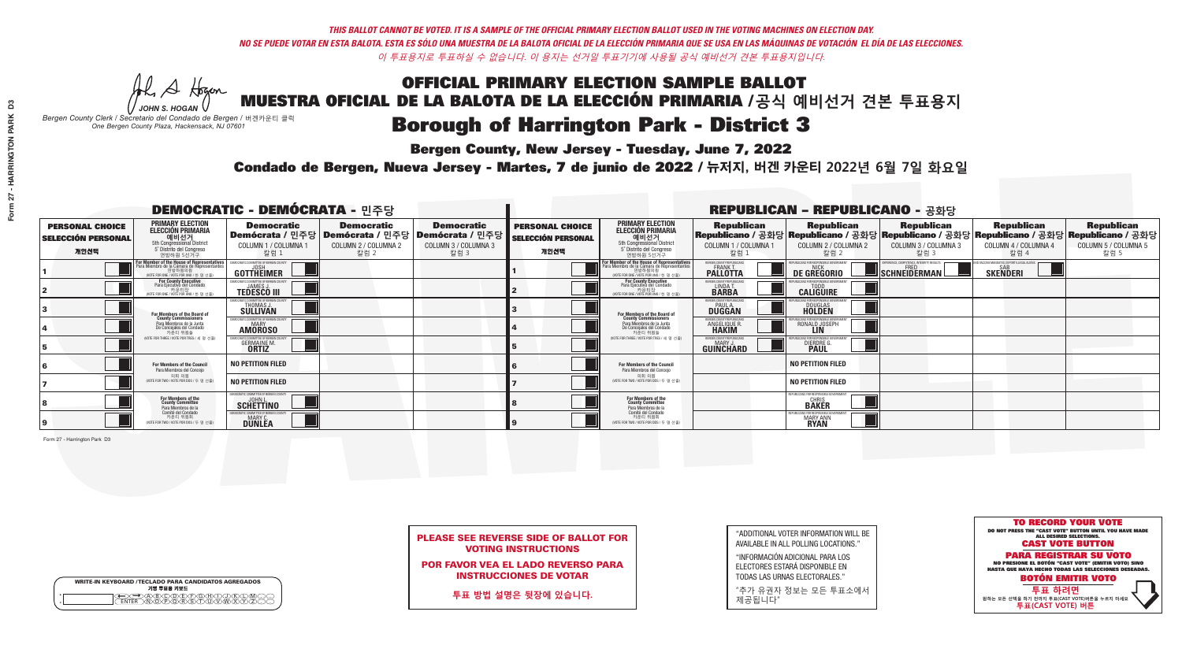*THIS BALLOT CANNOT BE VOTED. IT IS A SAMPLE OF THE OFFICIAL PRIMARY ELECTION BALLOT USED IN THE VOTING MACHINES ON ELECTION DAY.*
*NO SE PUEDE VOTAR EN ESTA BALOTA. ESTA ES SÓLO UNA MUESTRA DE LA BALOTA OFICIAL DE LA ELECCIÓN PRIMARIA QUE SE USA EN LAS MÁQUINAS DE VOTACIÓN EL DÍA DE LAS ELECCIONES.*
*이 투표용지로 투표하실 수 없습니다. 이 용지는 선거일 투표기기에 사용될 공식 예비선거 견본 투표용지입니다.*

JOHN S. HOGAN
*Bergen County Clerk / Secretario del Condado de Bergen / 버겐카운티 클럭*
*One Bergen County Plaza, Hackensack, NJ 07601*

# OFFICIAL PRIMARY ELECTION SAMPLE BALLOT
# MUESTRA OFICIAL DE LA BALOTA DE LA ELECCIÓN PRIMARIA / 공식 예비선거 견본 투표용지
# Borough of Harrington Park - District 3

**Bergen County, New Jersey - Tuesday, June 7, 2022**

**Condado de Bergen, Nueva Jersey - Martes, 7 de junio de 2022 / 뉴저지, 버겐 카운티 2022년 6월 7일 화요일**

## DEMOCRATIC - DEMÓCRATA - 민주당

| PERSONAL CHOICE / SELECCIÓN PERSONAL / 개인선택 | PRIMARY ELECTION / ELECCIÓN PRIMARIA / 예비선거 | Democratic / Demócrata / 민주당 COLUMN 1 / COLUMNA 1 / 칼럼 1 | Democratic / Demócrata / 민주당 COLUMN 2 / COLUMNA 2 / 칼럼 2 | Democratic / Demócrata / 민주당 COLUMN 3 / COLUMNA 3 / 칼럼 3 |
|---|---|---|---|---|
| 1 | For Member of the House of Representatives (5th Congressional District) (VOTE FOR ONE) | JOSH GOTTHEIMER | | |
| 2 | For County Executive (VOTE FOR ONE) | JAMES J. TEDESCO III | | |
| 3 | For Members of the Board of County Commissioners (VOTE FOR THREE) | THOMAS J. SULLIVAN | | |
| 4 | | MARY AMOROSO | | |
| 5 | | GERMAINE M. ORTIZ | | |
| 6 | For Members of the Council (VOTE FOR TWO) | NO PETITION FILED | | |
| 7 | | NO PETITION FILED | | |
| 8 | For Members of the County Committee (VOTE FOR TWO) | JOHN L. SCHETTINO | | |
| 9 | | MARY C. DUNLEA | | |

## REPUBLICAN - REPUBLICANO - 공화당

| PERSONAL CHOICE / SELECCIÓN PERSONAL / 개인선택 | PRIMARY ELECTION / ELECCIÓN PRIMARIA / 예비선거 | Republican COLUMN 1 / 칼럼 1 | Republican COLUMN 2 / 칼럼 2 | Republican COLUMN 3 / 칼럼 3 | Republican COLUMN 4 / 칼럼 4 | Republican COLUMN 5 / 칼럼 5 |
|---|---|---|---|---|---|---|
| 1 | For Member of the House of Representatives (5th Congressional District) (VOTE FOR ONE) | FRANK T. PALLOTTA | NICK DE GREGORIO | FRED SCHNEIDERMAN | SAB SKENDERI | |
| 2 | For County Executive (VOTE FOR ONE) | LINDA T. BARBA | TODD CALIGUIRE | | | |
| 3 | For Members of the Board of County Commissioners (VOTE FOR THREE) | PAUL A. DUGGAN | DOUGLAS HOLDEN | | | |
| 4 | | ANGELIQUE R. HAKIM | RONALD JOSEPH LIN | | | |
| 5 | | MARY J. GUINCHARD | DIERDRE G. PAUL | | | |
| 6 | For Members of the Council (VOTE FOR TWO) | | NO PETITION FILED | | | |
| 7 | | | NO PETITION FILED | | | |
| 8 | For Members of the County Committee (VOTE FOR TWO) | | CHRIS BAKER | | | |
| 9 | | | MARY ANN RYAN | | | |

Form 27 - Harrington Park D3

**PLEASE SEE REVERSE SIDE OF BALLOT FOR VOTING INSTRUCTIONS**

**POR FAVOR VEA EL LADO REVERSO PARA INSTRUCCIONES DE VOTAR**

**투표 방법 설명은 뒷장에 있습니다.**

"ADDITIONAL VOTER INFORMATION WILL BE AVAILABLE IN ALL POLLING LOCATIONS."

"INFORMACIÓN ADICIONAL PARA LOS ELECTORES ESTARÁ DISPONIBLE EN TODAS LAS URNAS ELECTORALES."

"추가 유권자 정보는 모든 투표소에서 제공됩니다"

**TO RECORD YOUR VOTE**
DO NOT PRESS THE "CAST VOTE" BUTTON UNTIL YOU HAVE MADE ALL DESIRED SELECTIONS.
**CAST VOTE BUTTON**

**PARA REGISTRAR SU VOTO**
NO PRESIONE EL BOTÓN "CAST VOTE" (EMITIR VOTO) SINO HASTA QUE HAYA HECHO TODAS LAS SELECCIONES DESEADAS.
**BOTÓN EMITIR VOTO**

**투표 하려면**
원하는 모든 선택을 하기 전까지 투표(CAST VOTE)버튼을 누르지 마세요
**투표(CAST VOTE) 버튼**

WRITE-IN KEYBOARD /TECLADO PARA CANDIDATOS AGREGADOS
기명 투표용 키보드